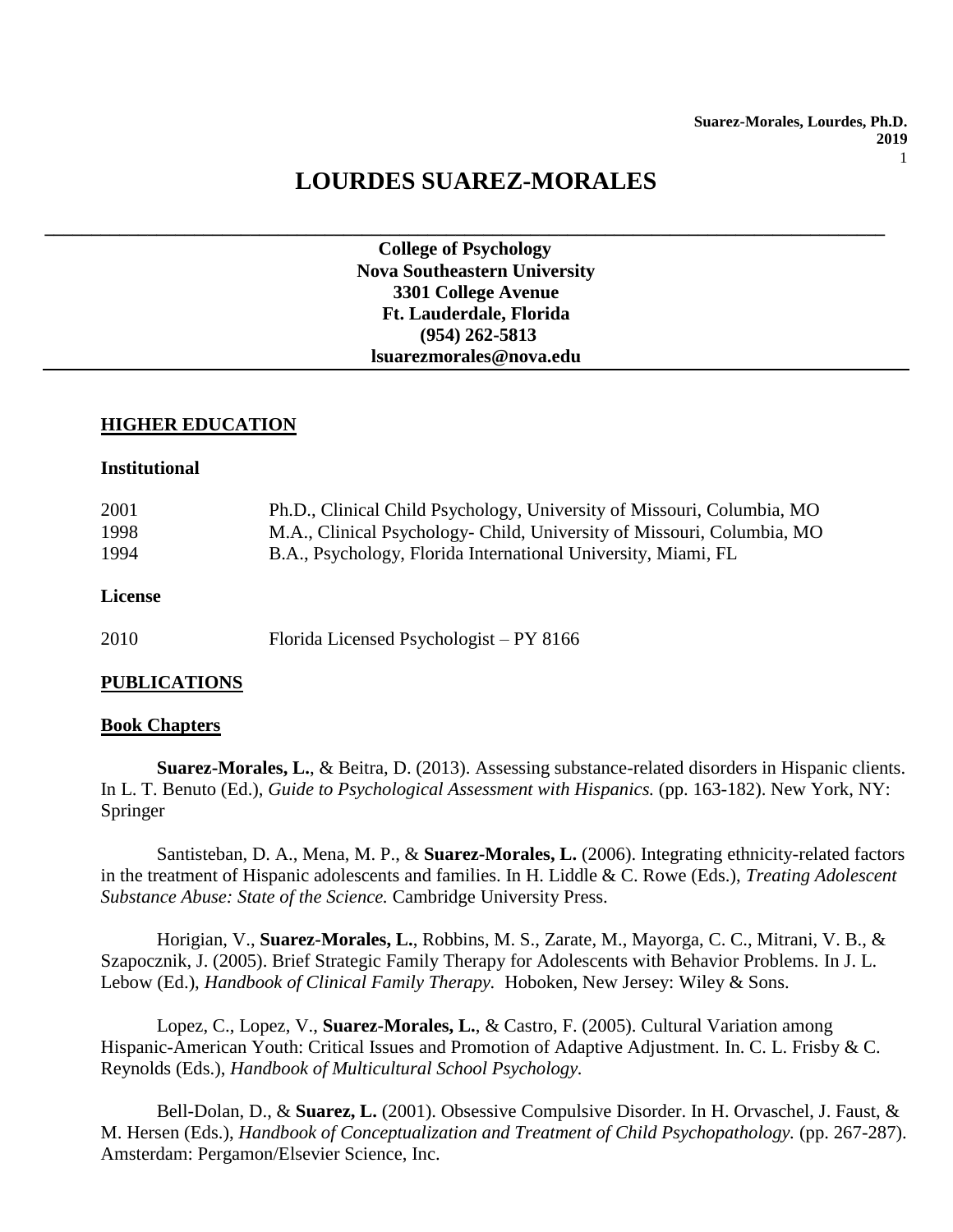# LOURDES SUAREZ-MORALES

**College of Psychology**
**Nova Southeastern University**
**3301 College Avenue**
**Ft. Lauderdale, Florida**
**(954) 262-5813**
**lsuarezmorales@nova.edu**

## HIGHER EDUCATION

### Institutional

2001 Ph.D., Clinical Child Psychology, University of Missouri, Columbia, MO
1998 M.A., Clinical Psychology- Child, University of Missouri, Columbia, MO
1994 B.A., Psychology, Florida International University, Miami, FL

### License

2010 Florida Licensed Psychologist – PY 8166

## PUBLICATIONS

### Book Chapters

**Suarez-Morales, L.**, & Beitra, D. (2013). Assessing substance-related disorders in Hispanic clients. In L. T. Benuto (Ed.), *Guide to Psychological Assessment with Hispanics.* (pp. 163-182). New York, NY: Springer

Santisteban, D. A., Mena, M. P., & **Suarez-Morales, L.** (2006). Integrating ethnicity-related factors in the treatment of Hispanic adolescents and families. In H. Liddle & C. Rowe (Eds.), *Treating Adolescent Substance Abuse: State of the Science.* Cambridge University Press.

Horigian, V., **Suarez-Morales, L.**, Robbins, M. S., Zarate, M., Mayorga, C. C., Mitrani, V. B., & Szapocznik, J. (2005). Brief Strategic Family Therapy for Adolescents with Behavior Problems. In J. L. Lebow (Ed.), *Handbook of Clinical Family Therapy.* Hoboken, New Jersey: Wiley & Sons.

Lopez, C., Lopez, V., **Suarez-Morales, L.**, & Castro, F. (2005). Cultural Variation among Hispanic-American Youth: Critical Issues and Promotion of Adaptive Adjustment. In. C. L. Frisby & C. Reynolds (Eds.), *Handbook of Multicultural School Psychology.*

Bell-Dolan, D., & **Suarez, L.** (2001). Obsessive Compulsive Disorder. In H. Orvaschel, J. Faust, & M. Hersen (Eds.), *Handbook of Conceptualization and Treatment of Child Psychopathology.* (pp. 267-287). Amsterdam: Pergamon/Elsevier Science, Inc.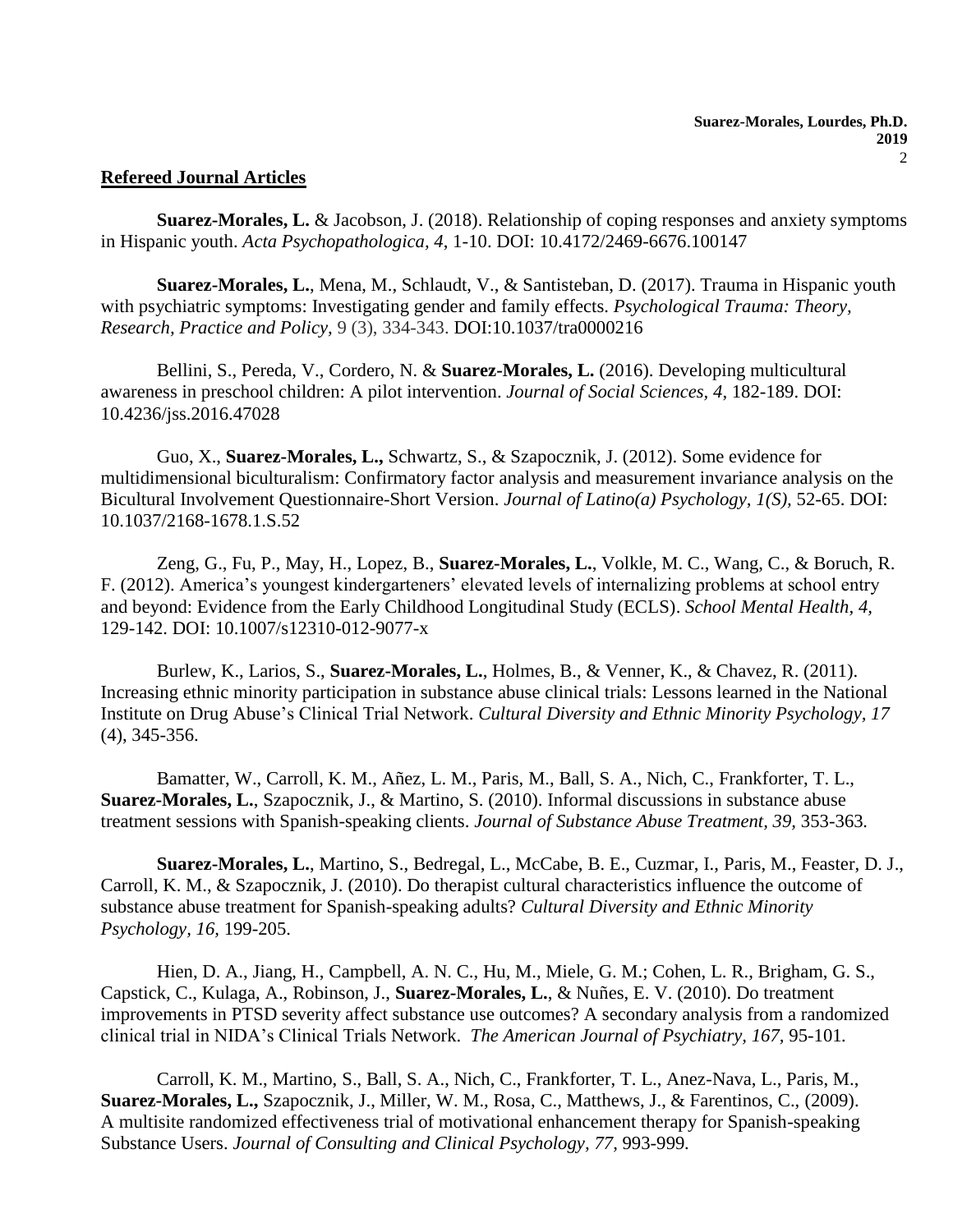## Refereed Journal Articles

**Suarez-Morales, L.** & Jacobson, J. (2018). Relationship of coping responses and anxiety symptoms in Hispanic youth. *Acta Psychopathologica, 4*, 1-10. DOI: 10.4172/2469-6676.100147

**Suarez-Morales, L.**, Mena, M., Schlaudt, V., & Santisteban, D. (2017). Trauma in Hispanic youth with psychiatric symptoms: Investigating gender and family effects. *Psychological Trauma: Theory, Research, Practice and Policy,* 9 (3), 334-343. DOI:10.1037/tra0000216

Bellini, S., Pereda, V., Cordero, N. & **Suarez-Morales, L.** (2016). Developing multicultural awareness in preschool children: A pilot intervention. *Journal of Social Sciences, 4,* 182-189. DOI: 10.4236/jss.2016.47028

Guo, X., **Suarez-Morales, L.,** Schwartz, S., & Szapocznik, J. (2012). Some evidence for multidimensional biculturalism: Confirmatory factor analysis and measurement invariance analysis on the Bicultural Involvement Questionnaire-Short Version. *Journal of Latino(a) Psychology, 1(S),* 52-65. DOI: 10.1037/2168-1678.1.S.52

Zeng, G., Fu, P., May, H., Lopez, B., **Suarez-Morales, L.**, Volkle, M. C., Wang, C., & Boruch, R. F. (2012). America's youngest kindergarteners' elevated levels of internalizing problems at school entry and beyond: Evidence from the Early Childhood Longitudinal Study (ECLS). *School Mental Health, 4,* 129-142. DOI: 10.1007/s12310-012-9077-x

Burlew, K., Larios, S., **Suarez-Morales, L.**, Holmes, B., & Venner, K., & Chavez, R. (2011). Increasing ethnic minority participation in substance abuse clinical trials: Lessons learned in the National Institute on Drug Abuse's Clinical Trial Network. *Cultural Diversity and Ethnic Minority Psychology, 17* (4), 345-356.

Bamatter, W., Carroll, K. M., Añez, L. M., Paris, M., Ball, S. A., Nich, C., Frankforter, T. L., **Suarez-Morales, L.**, Szapocznik, J., & Martino, S. (2010). Informal discussions in substance abuse treatment sessions with Spanish-speaking clients. *Journal of Substance Abuse Treatment, 39,* 353-363.

**Suarez-Morales, L.**, Martino, S., Bedregal, L., McCabe, B. E., Cuzmar, I., Paris, M., Feaster, D. J., Carroll, K. M., & Szapocznik, J. (2010). Do therapist cultural characteristics influence the outcome of substance abuse treatment for Spanish-speaking adults? *Cultural Diversity and Ethnic Minority Psychology, 16,* 199-205.

Hien, D. A., Jiang, H., Campbell, A. N. C., Hu, M., Miele, G. M.; Cohen, L. R., Brigham, G. S., Capstick, C., Kulaga, A., Robinson, J., **Suarez-Morales, L.**, & Nuñes, E. V. (2010). Do treatment improvements in PTSD severity affect substance use outcomes? A secondary analysis from a randomized clinical trial in NIDA's Clinical Trials Network. *The American Journal of Psychiatry, 167,* 95-101.

Carroll, K. M., Martino, S., Ball, S. A., Nich, C., Frankforter, T. L., Anez-Nava, L., Paris, M., **Suarez-Morales, L.,** Szapocznik, J., Miller, W. M., Rosa, C., Matthews, J., & Farentinos, C., (2009). A multisite randomized effectiveness trial of motivational enhancement therapy for Spanish-speaking Substance Users. *Journal of Consulting and Clinical Psychology, 77,* 993-999.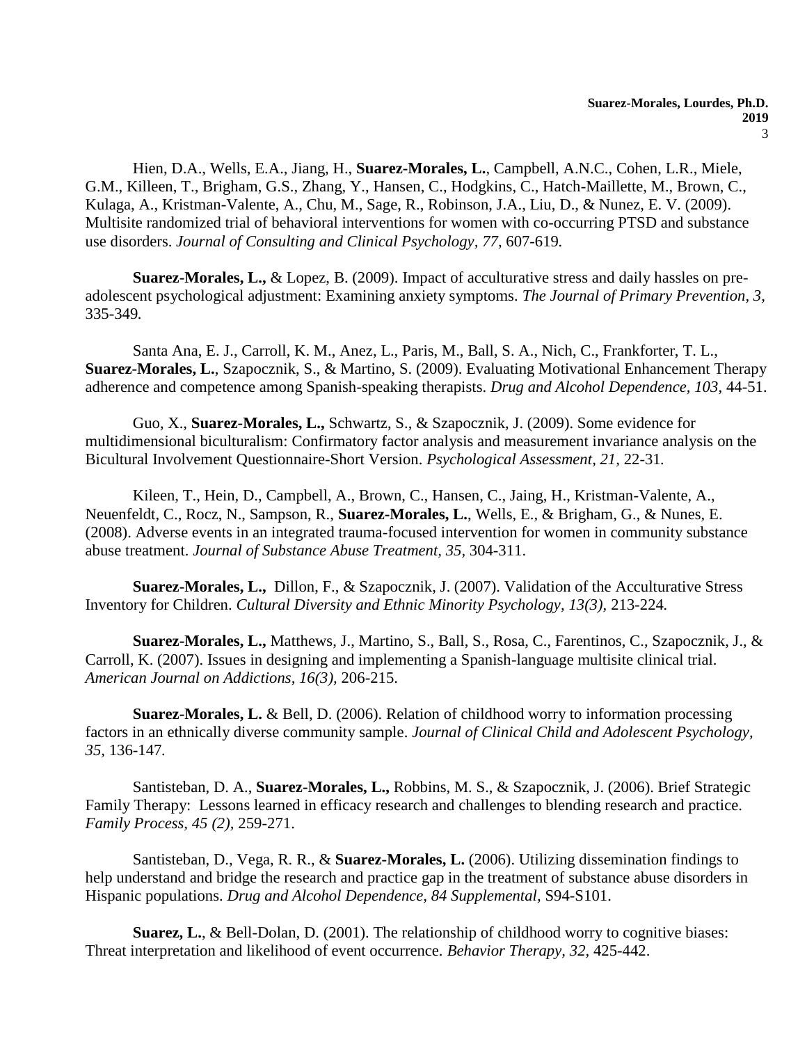Hien, D.A., Wells, E.A., Jiang, H., **Suarez-Morales, L.**, Campbell, A.N.C., Cohen, L.R., Miele, G.M., Killeen, T., Brigham, G.S., Zhang, Y., Hansen, C., Hodgkins, C., Hatch-Maillette, M., Brown, C., Kulaga, A., Kristman-Valente, A., Chu, M., Sage, R., Robinson, J.A., Liu, D., & Nunez, E. V. (2009). Multisite randomized trial of behavioral interventions for women with co-occurring PTSD and substance use disorders. *Journal of Consulting and Clinical Psychology, 77,* 607-619.

**Suarez-Morales, L.,** & Lopez, B. (2009). Impact of acculturative stress and daily hassles on pre-adolescent psychological adjustment: Examining anxiety symptoms. *The Journal of Primary Prevention, 3,* 335-349*.*

Santa Ana, E. J., Carroll, K. M., Anez, L., Paris, M., Ball, S. A., Nich, C., Frankforter, T. L., **Suarez-Morales, L.**, Szapocznik, S., & Martino, S. (2009). Evaluating Motivational Enhancement Therapy adherence and competence among Spanish-speaking therapists. *Drug and Alcohol Dependence, 103,* 44-51.

Guo, X., **Suarez-Morales, L.,** Schwartz, S., & Szapocznik, J. (2009). Some evidence for multidimensional biculturalism: Confirmatory factor analysis and measurement invariance analysis on the Bicultural Involvement Questionnaire-Short Version. *Psychological Assessment, 21,* 22-31*.*

Kileen, T., Hein, D., Campbell, A., Brown, C., Hansen, C., Jaing, H., Kristman-Valente, A., Neuenfeldt, C., Rocz, N., Sampson, R., **Suarez-Morales, L.**, Wells, E., & Brigham, G., & Nunes, E. (2008). Adverse events in an integrated trauma-focused intervention for women in community substance abuse treatment. *Journal of Substance Abuse Treatment, 35,* 304-311.

**Suarez-Morales, L.,** Dillon, F., & Szapocznik, J. (2007). Validation of the Acculturative Stress Inventory for Children. *Cultural Diversity and Ethnic Minority Psychology, 13(3),* 213-224*.*

**Suarez-Morales, L.,** Matthews, J., Martino, S., Ball, S., Rosa, C., Farentinos, C., Szapocznik, J., & Carroll, K. (2007). Issues in designing and implementing a Spanish-language multisite clinical trial. *American Journal on Addictions, 16(3),* 206-215.

**Suarez-Morales, L.** & Bell, D. (2006). Relation of childhood worry to information processing factors in an ethnically diverse community sample. *Journal of Clinical Child and Adolescent Psychology, 35,* 136-147*.*

Santisteban, D. A., **Suarez-Morales, L.,** Robbins, M. S., & Szapocznik, J. (2006). Brief Strategic Family Therapy: Lessons learned in efficacy research and challenges to blending research and practice. *Family Process, 45 (2),* 259-271.

Santisteban, D., Vega, R. R., & **Suarez-Morales, L.** (2006). Utilizing dissemination findings to help understand and bridge the research and practice gap in the treatment of substance abuse disorders in Hispanic populations. *Drug and Alcohol Dependence, 84 Supplemental,* S94-S101.

**Suarez, L.**, & Bell-Dolan, D. (2001). The relationship of childhood worry to cognitive biases: Threat interpretation and likelihood of event occurrence. *Behavior Therapy, 32,* 425-442.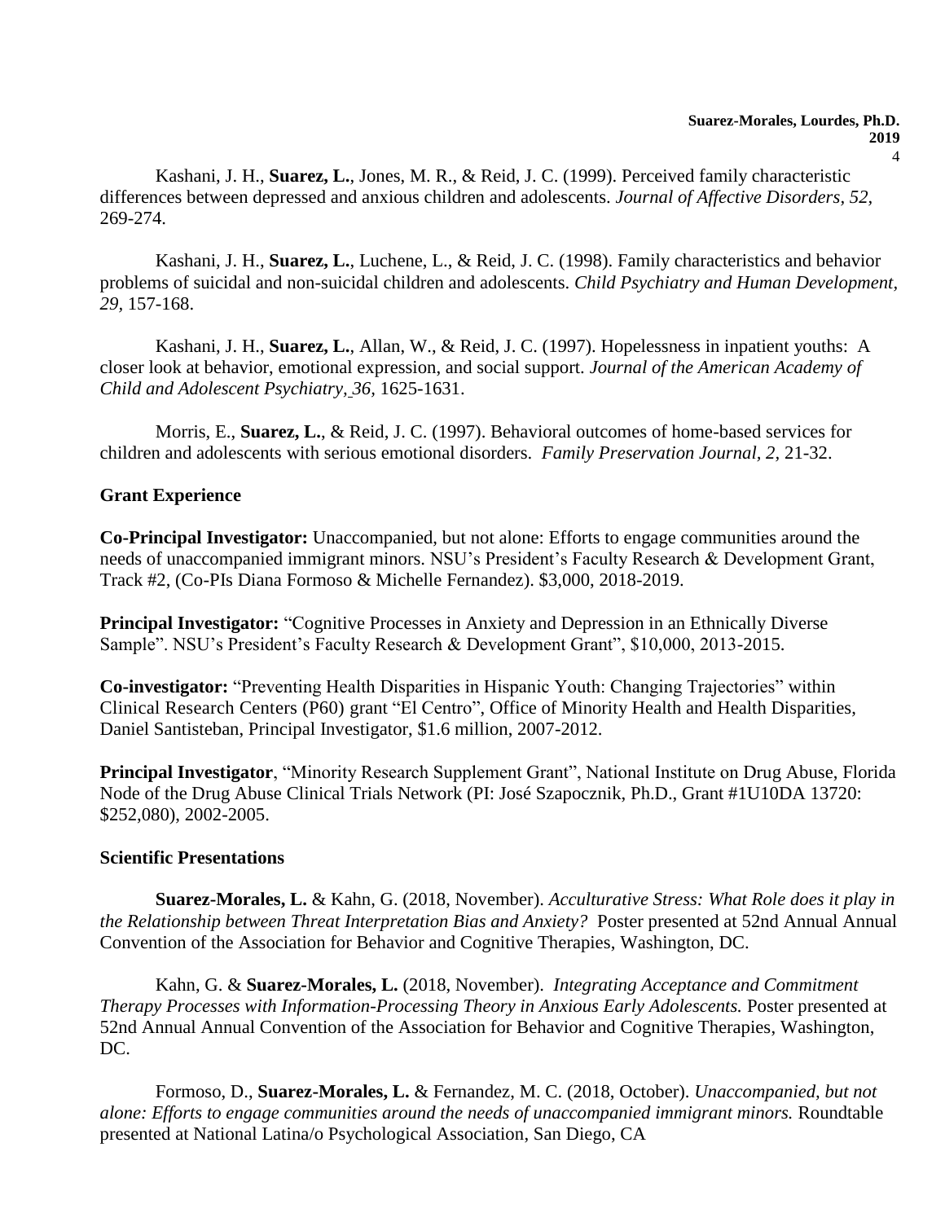Kashani, J. H., **Suarez, L.**, Jones, M. R., & Reid, J. C. (1999). Perceived family characteristic differences between depressed and anxious children and adolescents. *Journal of Affective Disorders, 52*, 269-274.

Kashani, J. H., **Suarez, L.**, Luchene, L., & Reid, J. C. (1998). Family characteristics and behavior problems of suicidal and non-suicidal children and adolescents. *Child Psychiatry and Human Development, 29*, 157-168.

Kashani, J. H., **Suarez, L.**, Allan, W., & Reid, J. C. (1997). Hopelessness in inpatient youths: A closer look at behavior, emotional expression, and social support. *Journal of the American Academy of Child and Adolescent Psychiatry, 36*, 1625-1631.

Morris, E., **Suarez, L.**, & Reid, J. C. (1997). Behavioral outcomes of home-based services for children and adolescents with serious emotional disorders. *Family Preservation Journal, 2*, 21-32.

**Grant Experience**

**Co-Principal Investigator:** Unaccompanied, but not alone: Efforts to engage communities around the needs of unaccompanied immigrant minors. NSU's President's Faculty Research & Development Grant, Track #2, (Co-PIs Diana Formoso & Michelle Fernandez). $3,000, 2018-2019.

**Principal Investigator:** "Cognitive Processes in Anxiety and Depression in an Ethnically Diverse Sample". NSU's President's Faculty Research & Development Grant", $10,000, 2013-2015.

**Co-investigator:** "Preventing Health Disparities in Hispanic Youth: Changing Trajectories" within Clinical Research Centers (P60) grant "El Centro", Office of Minority Health and Health Disparities, Daniel Santisteban, Principal Investigator, $1.6 million, 2007-2012.

**Principal Investigator**, "Minority Research Supplement Grant", National Institute on Drug Abuse, Florida Node of the Drug Abuse Clinical Trials Network (PI: José Szapocznik, Ph.D., Grant #1U10DA 13720: $252,080), 2002-2005.

**Scientific Presentations**

**Suarez-Morales, L.** & Kahn, G. (2018, November). *Acculturative Stress: What Role does it play in the Relationship between Threat Interpretation Bias and Anxiety?* Poster presented at 52nd Annual Annual Convention of the Association for Behavior and Cognitive Therapies, Washington, DC.

Kahn, G. & **Suarez-Morales, L.** (2018, November). *Integrating Acceptance and Commitment Therapy Processes with Information-Processing Theory in Anxious Early Adolescents.* Poster presented at 52nd Annual Annual Convention of the Association for Behavior and Cognitive Therapies, Washington, DC.

Formoso, D., **Suarez-Morales, L.** & Fernandez, M. C. (2018, October). *Unaccompanied, but not alone: Efforts to engage communities around the needs of unaccompanied immigrant minors.* Roundtable presented at National Latina/o Psychological Association, San Diego, CA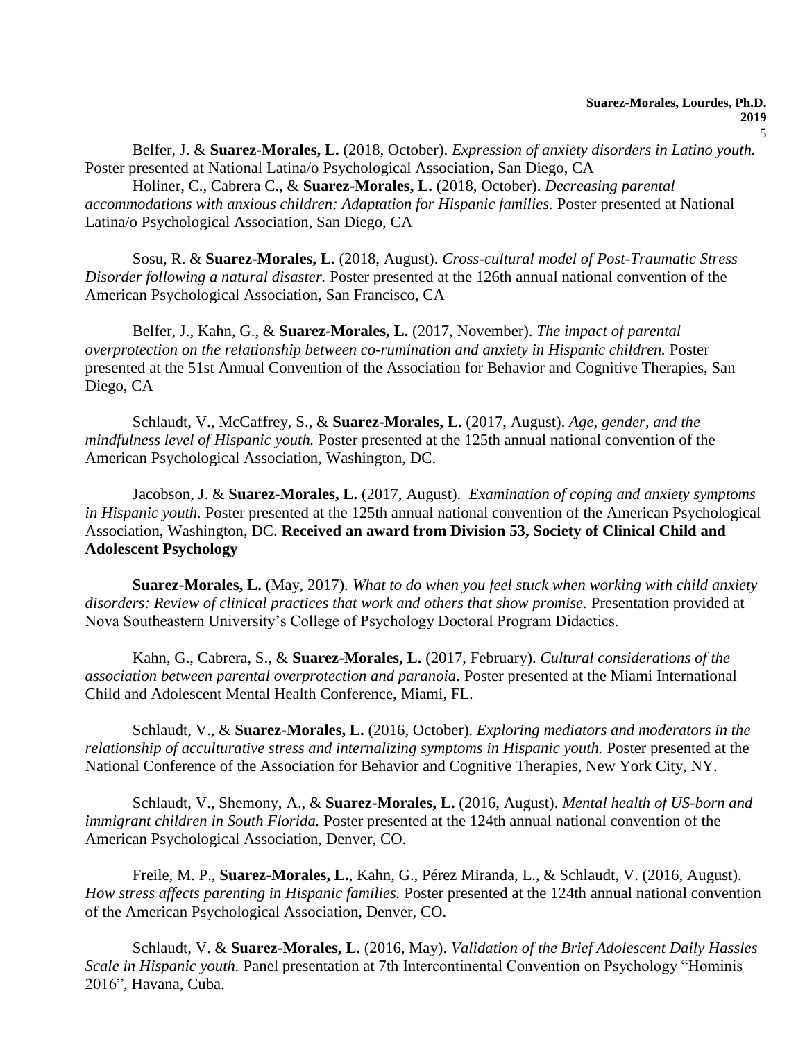Belfer, J. & **Suarez-Morales, L.** (2018, October). *Expression of anxiety disorders in Latino youth.* Poster presented at National Latina/o Psychological Association, San Diego, CA

Holiner, C., Cabrera C., & **Suarez-Morales, L.** (2018, October). *Decreasing parental accommodations with anxious children: Adaptation for Hispanic families.* Poster presented at National Latina/o Psychological Association, San Diego, CA

Sosu, R. & **Suarez-Morales, L.** (2018, August). *Cross-cultural model of Post-Traumatic Stress Disorder following a natural disaster.* Poster presented at the 126th annual national convention of the American Psychological Association, San Francisco, CA

Belfer, J., Kahn, G., & **Suarez-Morales, L.** (2017, November). *The impact of parental overprotection on the relationship between co-rumination and anxiety in Hispanic children.* Poster presented at the 51st Annual Convention of the Association for Behavior and Cognitive Therapies, San Diego, CA

Schlaudt, V., McCaffrey, S., & **Suarez-Morales, L.** (2017, August). *Age, gender, and the mindfulness level of Hispanic youth.* Poster presented at the 125th annual national convention of the American Psychological Association, Washington, DC.

Jacobson, J. & **Suarez-Morales, L.** (2017, August). *Examination of coping and anxiety symptoms in Hispanic youth.* Poster presented at the 125th annual national convention of the American Psychological Association, Washington, DC. **Received an award from Division 53, Society of Clinical Child and Adolescent Psychology**

**Suarez-Morales, L.** (May, 2017). *What to do when you feel stuck when working with child anxiety disorders: Review of clinical practices that work and others that show promise.* Presentation provided at Nova Southeastern University's College of Psychology Doctoral Program Didactics.

Kahn, G., Cabrera, S., & **Suarez-Morales, L.** (2017, February). *Cultural considerations of the association between parental overprotection and paranoia.* Poster presented at the Miami International Child and Adolescent Mental Health Conference, Miami, FL.

Schlaudt, V., & **Suarez-Morales, L.** (2016, October). *Exploring mediators and moderators in the relationship of acculturative stress and internalizing symptoms in Hispanic youth.* Poster presented at the National Conference of the Association for Behavior and Cognitive Therapies, New York City, NY.

Schlaudt, V., Shemony, A., & **Suarez-Morales, L.** (2016, August). *Mental health of US-born and immigrant children in South Florida.* Poster presented at the 124th annual national convention of the American Psychological Association, Denver, CO.

Freile, M. P., **Suarez-Morales, L.**, Kahn, G., Pérez Miranda, L., & Schlaudt, V. (2016, August). *How stress affects parenting in Hispanic families.* Poster presented at the 124th annual national convention of the American Psychological Association, Denver, CO.

Schlaudt, V. & **Suarez-Morales, L.** (2016, May). *Validation of the Brief Adolescent Daily Hassles Scale in Hispanic youth.* Panel presentation at 7th Intercontinental Convention on Psychology "Hominis 2016", Havana, Cuba.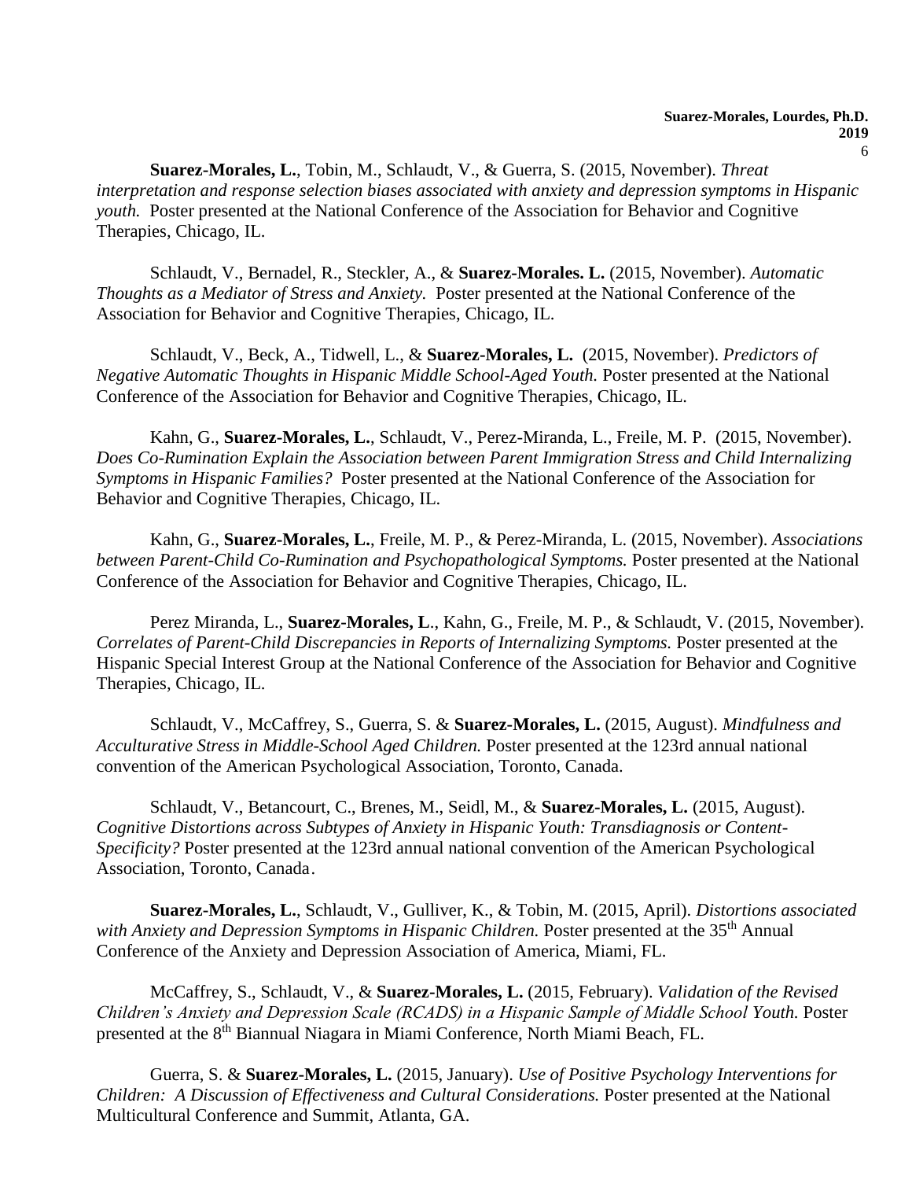**Suarez-Morales, L.**, Tobin, M., Schlaudt, V., & Guerra, S. (2015, November). *Threat interpretation and response selection biases associated with anxiety and depression symptoms in Hispanic youth.* Poster presented at the National Conference of the Association for Behavior and Cognitive Therapies, Chicago, IL.

Schlaudt, V., Bernadel, R., Steckler, A., & **Suarez-Morales. L.** (2015, November). *Automatic Thoughts as a Mediator of Stress and Anxiety.* Poster presented at the National Conference of the Association for Behavior and Cognitive Therapies, Chicago, IL.

Schlaudt, V., Beck, A., Tidwell, L., & **Suarez-Morales, L.** (2015, November). *Predictors of Negative Automatic Thoughts in Hispanic Middle School-Aged Youth.* Poster presented at the National Conference of the Association for Behavior and Cognitive Therapies, Chicago, IL.

Kahn, G., **Suarez-Morales, L.**, Schlaudt, V., Perez-Miranda, L., Freile, M. P. (2015, November). *Does Co-Rumination Explain the Association between Parent Immigration Stress and Child Internalizing Symptoms in Hispanic Families?* Poster presented at the National Conference of the Association for Behavior and Cognitive Therapies, Chicago, IL.

Kahn, G., **Suarez-Morales, L.**, Freile, M. P., & Perez-Miranda, L. (2015, November). *Associations between Parent-Child Co-Rumination and Psychopathological Symptoms.* Poster presented at the National Conference of the Association for Behavior and Cognitive Therapies, Chicago, IL.

Perez Miranda, L., **Suarez-Morales, L**., Kahn, G., Freile, M. P., & Schlaudt, V. (2015, November). *Correlates of Parent-Child Discrepancies in Reports of Internalizing Symptoms.* Poster presented at the Hispanic Special Interest Group at the National Conference of the Association for Behavior and Cognitive Therapies, Chicago, IL.

Schlaudt, V., McCaffrey, S., Guerra, S. & **Suarez-Morales, L.** (2015, August). *Mindfulness and Acculturative Stress in Middle-School Aged Children.* Poster presented at the 123rd annual national convention of the American Psychological Association, Toronto, Canada.

Schlaudt, V., Betancourt, C., Brenes, M., Seidl, M., & **Suarez-Morales, L.** (2015, August). *Cognitive Distortions across Subtypes of Anxiety in Hispanic Youth: Transdiagnosis or Content-Specificity?* Poster presented at the 123rd annual national convention of the American Psychological Association, Toronto, Canada.

**Suarez-Morales, L.**, Schlaudt, V., Gulliver, K., & Tobin, M. (2015, April). *Distortions associated with Anxiety and Depression Symptoms in Hispanic Children.* Poster presented at the 35th Annual Conference of the Anxiety and Depression Association of America, Miami, FL.

McCaffrey, S., Schlaudt, V., & **Suarez-Morales, L.** (2015, February). *Validation of the Revised Children's Anxiety and Depression Scale (RCADS) in a Hispanic Sample of Middle School Youth.* Poster presented at the 8th Biannual Niagara in Miami Conference, North Miami Beach, FL.

Guerra, S. & **Suarez-Morales, L.** (2015, January). *Use of Positive Psychology Interventions for Children: A Discussion of Effectiveness and Cultural Considerations.* Poster presented at the National Multicultural Conference and Summit, Atlanta, GA.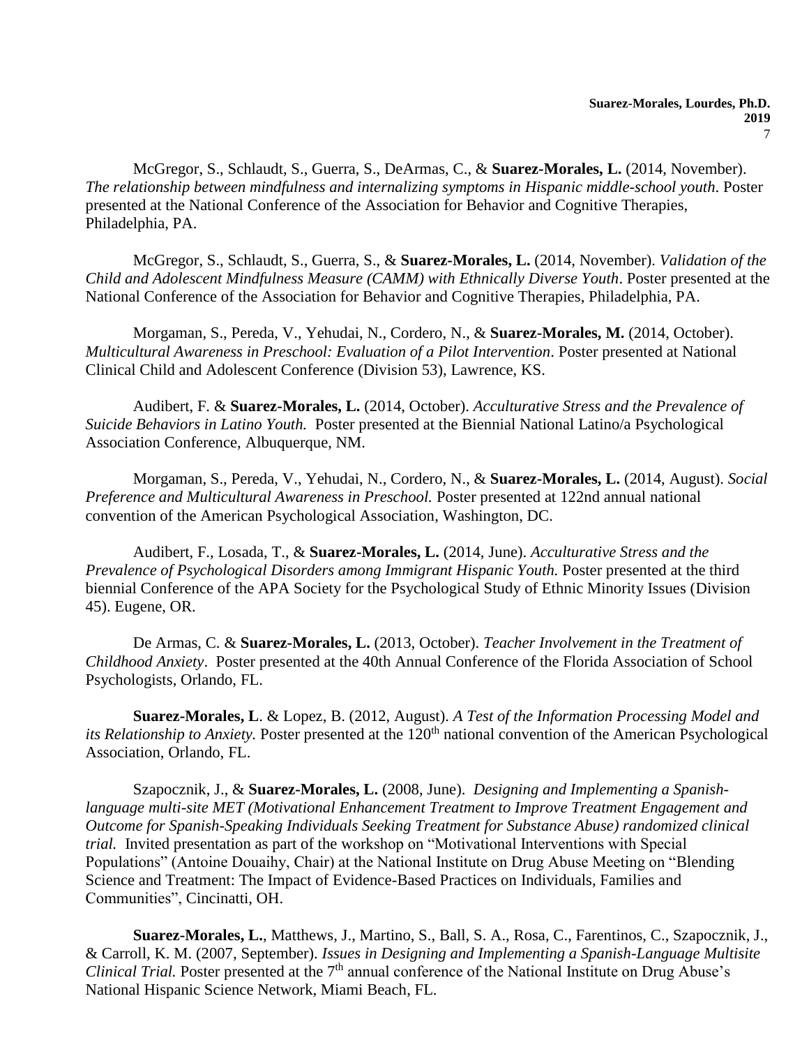McGregor, S., Schlaudt, S., Guerra, S., DeArmas, C., & **Suarez-Morales, L.** (2014, November). *The relationship between mindfulness and internalizing symptoms in Hispanic middle-school youth*. Poster presented at the National Conference of the Association for Behavior and Cognitive Therapies, Philadelphia, PA.

McGregor, S., Schlaudt, S., Guerra, S., & **Suarez-Morales, L.** (2014, November). *Validation of the Child and Adolescent Mindfulness Measure (CAMM) with Ethnically Diverse Youth*. Poster presented at the National Conference of the Association for Behavior and Cognitive Therapies, Philadelphia, PA.

Morgaman, S., Pereda, V., Yehudai, N., Cordero, N., & **Suarez-Morales, M.** (2014, October). *Multicultural Awareness in Preschool: Evaluation of a Pilot Intervention*. Poster presented at National Clinical Child and Adolescent Conference (Division 53), Lawrence, KS.

Audibert, F. & **Suarez-Morales, L.** (2014, October). *Acculturative Stress and the Prevalence of Suicide Behaviors in Latino Youth.* Poster presented at the Biennial National Latino/a Psychological Association Conference, Albuquerque, NM.

Morgaman, S., Pereda, V., Yehudai, N., Cordero, N., & **Suarez-Morales, L.** (2014, August). *Social Preference and Multicultural Awareness in Preschool.* Poster presented at 122nd annual national convention of the American Psychological Association, Washington, DC.

Audibert, F., Losada, T., & **Suarez-Morales, L.** (2014, June). *Acculturative Stress and the Prevalence of Psychological Disorders among Immigrant Hispanic Youth.* Poster presented at the third biennial Conference of the APA Society for the Psychological Study of Ethnic Minority Issues (Division 45). Eugene, OR.

De Armas, C. & **Suarez-Morales, L.** (2013, October). *Teacher Involvement in the Treatment of Childhood Anxiety*. Poster presented at the 40th Annual Conference of the Florida Association of School Psychologists, Orlando, FL.

**Suarez-Morales, L**. & Lopez, B. (2012, August). *A Test of the Information Processing Model and its Relationship to Anxiety.* Poster presented at the 120th national convention of the American Psychological Association, Orlando, FL.

Szapocznik, J., & **Suarez-Morales, L.** (2008, June). *Designing and Implementing a Spanish-language multi-site MET (Motivational Enhancement Treatment to Improve Treatment Engagement and Outcome for Spanish-Speaking Individuals Seeking Treatment for Substance Abuse) randomized clinical trial.* Invited presentation as part of the workshop on "Motivational Interventions with Special Populations" (Antoine Douaihy, Chair) at the National Institute on Drug Abuse Meeting on "Blending Science and Treatment: The Impact of Evidence-Based Practices on Individuals, Families and Communities", Cincinatti, OH.

**Suarez-Morales, L.**, Matthews, J., Martino, S., Ball, S. A., Rosa, C., Farentinos, C., Szapocznik, J., & Carroll, K. M. (2007, September). *Issues in Designing and Implementing a Spanish-Language Multisite Clinical Trial.* Poster presented at the 7th annual conference of the National Institute on Drug Abuse's National Hispanic Science Network, Miami Beach, FL.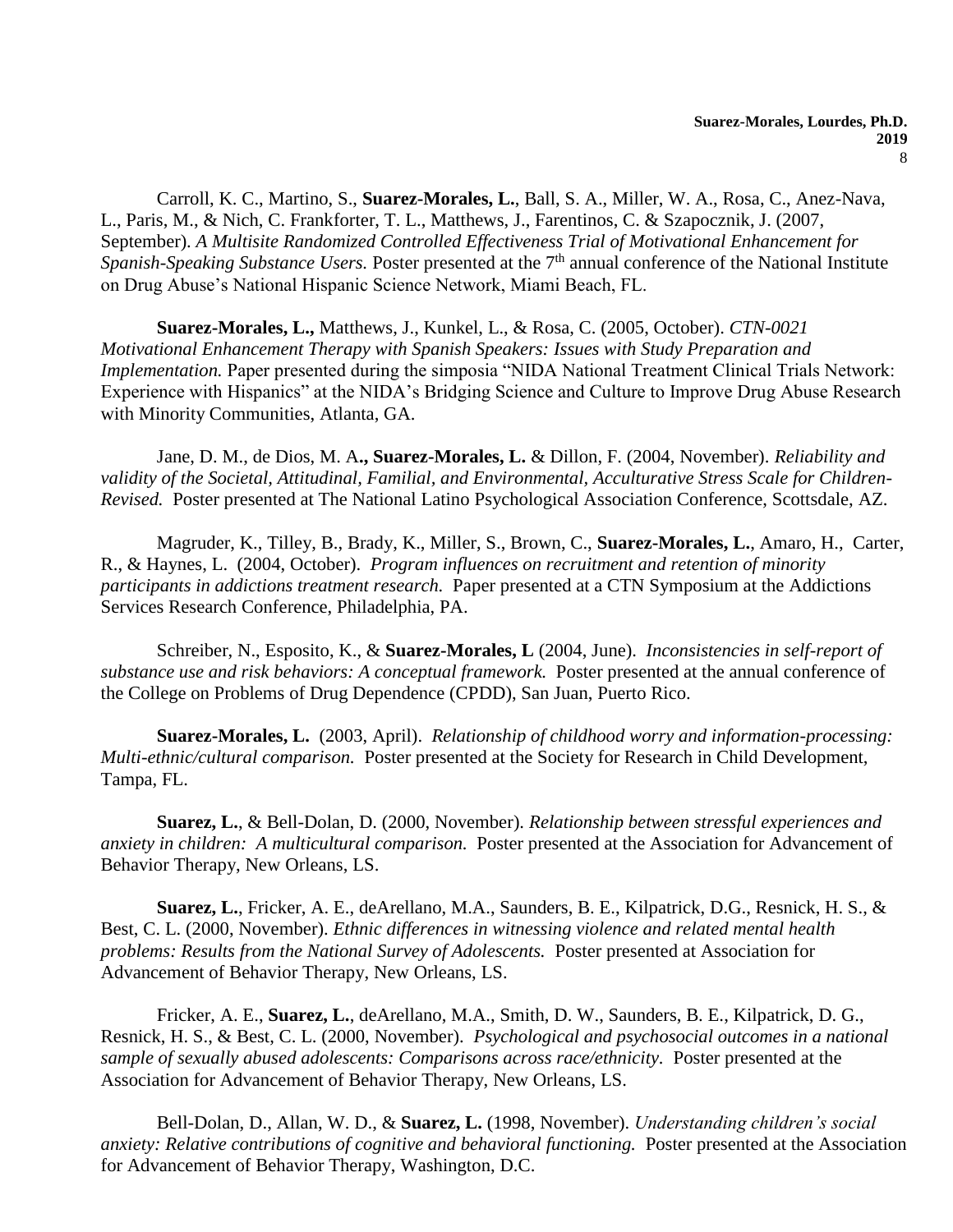Carroll, K. C., Martino, S., **Suarez-Morales, L.**, Ball, S. A., Miller, W. A., Rosa, C., Anez-Nava, L., Paris, M., & Nich, C. Frankforter, T. L., Matthews, J., Farentinos, C. & Szapocznik, J. (2007, September). *A Multisite Randomized Controlled Effectiveness Trial of Motivational Enhancement for Spanish-Speaking Substance Users.* Poster presented at the 7th annual conference of the National Institute on Drug Abuse's National Hispanic Science Network, Miami Beach, FL.

**Suarez-Morales, L.,** Matthews, J., Kunkel, L., & Rosa, C. (2005, October). *CTN-0021 Motivational Enhancement Therapy with Spanish Speakers: Issues with Study Preparation and Implementation.* Paper presented during the simposia "NIDA National Treatment Clinical Trials Network: Experience with Hispanics" at the NIDA's Bridging Science and Culture to Improve Drug Abuse Research with Minority Communities, Atlanta, GA.

Jane, D. M., de Dios, M. A**., Suarez-Morales, L.** & Dillon, F. (2004, November). *Reliability and validity of the Societal, Attitudinal, Familial, and Environmental, Acculturative Stress Scale for Children-Revised.* Poster presented at The National Latino Psychological Association Conference, Scottsdale, AZ.

Magruder, K., Tilley, B., Brady, K., Miller, S., Brown, C., **Suarez-Morales, L.**, Amaro, H., Carter, R., & Haynes, L. (2004, October). *Program influences on recruitment and retention of minority participants in addictions treatment research.* Paper presented at a CTN Symposium at the Addictions Services Research Conference, Philadelphia, PA.

Schreiber, N., Esposito, K., & **Suarez-Morales, L** (2004, June). *Inconsistencies in self-report of substance use and risk behaviors: A conceptual framework.* Poster presented at the annual conference of the College on Problems of Drug Dependence (CPDD), San Juan, Puerto Rico.

**Suarez-Morales, L.** (2003, April). *Relationship of childhood worry and information-processing: Multi-ethnic/cultural comparison.* Poster presented at the Society for Research in Child Development, Tampa, FL.

**Suarez, L.**, & Bell-Dolan, D. (2000, November). *Relationship between stressful experiences and anxiety in children: A multicultural comparison.* Poster presented at the Association for Advancement of Behavior Therapy, New Orleans, LS.

**Suarez, L.**, Fricker, A. E., deArellano, M.A., Saunders, B. E., Kilpatrick, D.G., Resnick, H. S., & Best, C. L. (2000, November). *Ethnic differences in witnessing violence and related mental health problems: Results from the National Survey of Adolescents.* Poster presented at Association for Advancement of Behavior Therapy, New Orleans, LS.

Fricker, A. E., **Suarez, L.**, deArellano, M.A., Smith, D. W., Saunders, B. E., Kilpatrick, D. G., Resnick, H. S., & Best, C. L. (2000, November). *Psychological and psychosocial outcomes in a national sample of sexually abused adolescents: Comparisons across race/ethnicity.* Poster presented at the Association for Advancement of Behavior Therapy, New Orleans, LS.

Bell-Dolan, D., Allan, W. D., & **Suarez, L.** (1998, November). *Understanding children's social anxiety: Relative contributions of cognitive and behavioral functioning.* Poster presented at the Association for Advancement of Behavior Therapy, Washington, D.C.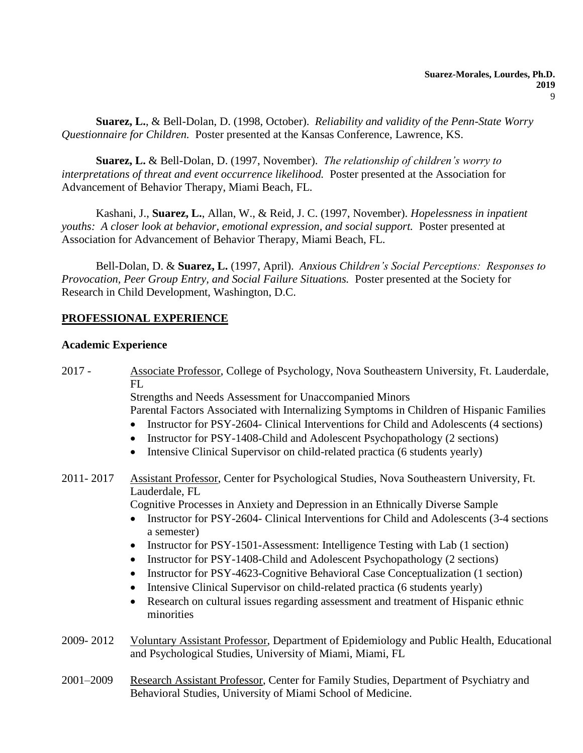**Suarez, L.**, & Bell-Dolan, D. (1998, October). *Reliability and validity of the Penn-State Worry Questionnaire for Children.* Poster presented at the Kansas Conference, Lawrence, KS.

**Suarez, L.** & Bell-Dolan, D. (1997, November). *The relationship of children's worry to interpretations of threat and event occurrence likelihood.* Poster presented at the Association for Advancement of Behavior Therapy, Miami Beach, FL.

Kashani, J., **Suarez, L.**, Allan, W., & Reid, J. C. (1997, November). *Hopelessness in inpatient youths: A closer look at behavior, emotional expression, and social support.* Poster presented at Association for Advancement of Behavior Therapy, Miami Beach, FL.

Bell-Dolan, D. & **Suarez, L.** (1997, April). *Anxious Children's Social Perceptions: Responses to Provocation, Peer Group Entry, and Social Failure Situations.* Poster presented at the Society for Research in Child Development, Washington, D.C.

## PROFESSIONAL EXPERIENCE

### Academic Experience

2017 - Associate Professor, College of Psychology, Nova Southeastern University, Ft. Lauderdale, FL
Strengths and Needs Assessment for Unaccompanied Minors
Parental Factors Associated with Internalizing Symptoms in Children of Hispanic Families

- Instructor for PSY-2604- Clinical Interventions for Child and Adolescents (4 sections)
- Instructor for PSY-1408-Child and Adolescent Psychopathology (2 sections)
- Intensive Clinical Supervisor on child-related practica (6 students yearly)

2011- 2017 Assistant Professor, Center for Psychological Studies, Nova Southeastern University, Ft. Lauderdale, FL
Cognitive Processes in Anxiety and Depression in an Ethnically Diverse Sample

- Instructor for PSY-2604- Clinical Interventions for Child and Adolescents (3-4 sections a semester)
- Instructor for PSY-1501-Assessment: Intelligence Testing with Lab (1 section)
- Instructor for PSY-1408-Child and Adolescent Psychopathology (2 sections)
- Instructor for PSY-4623-Cognitive Behavioral Case Conceptualization (1 section)
- Intensive Clinical Supervisor on child-related practica (6 students yearly)
- Research on cultural issues regarding assessment and treatment of Hispanic ethnic minorities

2009- 2012 Voluntary Assistant Professor, Department of Epidemiology and Public Health, Educational and Psychological Studies, University of Miami, Miami, FL

2001–2009 Research Assistant Professor, Center for Family Studies, Department of Psychiatry and Behavioral Studies, University of Miami School of Medicine.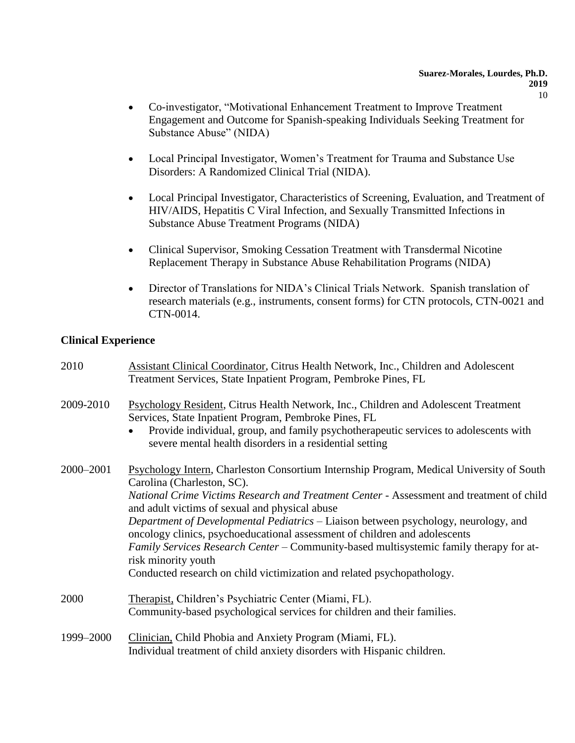- Co-investigator, "Motivational Enhancement Treatment to Improve Treatment Engagement and Outcome for Spanish-speaking Individuals Seeking Treatment for Substance Abuse" (NIDA)

- Local Principal Investigator, Women's Treatment for Trauma and Substance Use Disorders: A Randomized Clinical Trial (NIDA).

- Local Principal Investigator, Characteristics of Screening, Evaluation, and Treatment of HIV/AIDS, Hepatitis C Viral Infection, and Sexually Transmitted Infections in Substance Abuse Treatment Programs (NIDA)

- Clinical Supervisor, Smoking Cessation Treatment with Transdermal Nicotine Replacement Therapy in Substance Abuse Rehabilitation Programs (NIDA)

- Director of Translations for NIDA's Clinical Trials Network. Spanish translation of research materials (e.g., instruments, consent forms) for CTN protocols, CTN-0021 and CTN-0014.

## Clinical Experience

2010 — Assistant Clinical Coordinator, Citrus Health Network, Inc., Children and Adolescent Treatment Services, State Inpatient Program, Pembroke Pines, FL

2009-2010 — Psychology Resident, Citrus Health Network, Inc., Children and Adolescent Treatment Services, State Inpatient Program, Pembroke Pines, FL

- Provide individual, group, and family psychotherapeutic services to adolescents with severe mental health disorders in a residential setting

2000–2001 — Psychology Intern, Charleston Consortium Internship Program, Medical University of South Carolina (Charleston, SC).
*National Crime Victims Research and Treatment Center* - Assessment and treatment of child and adult victims of sexual and physical abuse
*Department of Developmental Pediatrics* – Liaison between psychology, neurology, and oncology clinics, psychoeducational assessment of children and adolescents
*Family Services Research Center* – Community-based multisystemic family therapy for at-risk minority youth
Conducted research on child victimization and related psychopathology.

2000 — Therapist, Children's Psychiatric Center (Miami, FL).
Community-based psychological services for children and their families.

1999–2000 — Clinician, Child Phobia and Anxiety Program (Miami, FL).
Individual treatment of child anxiety disorders with Hispanic children.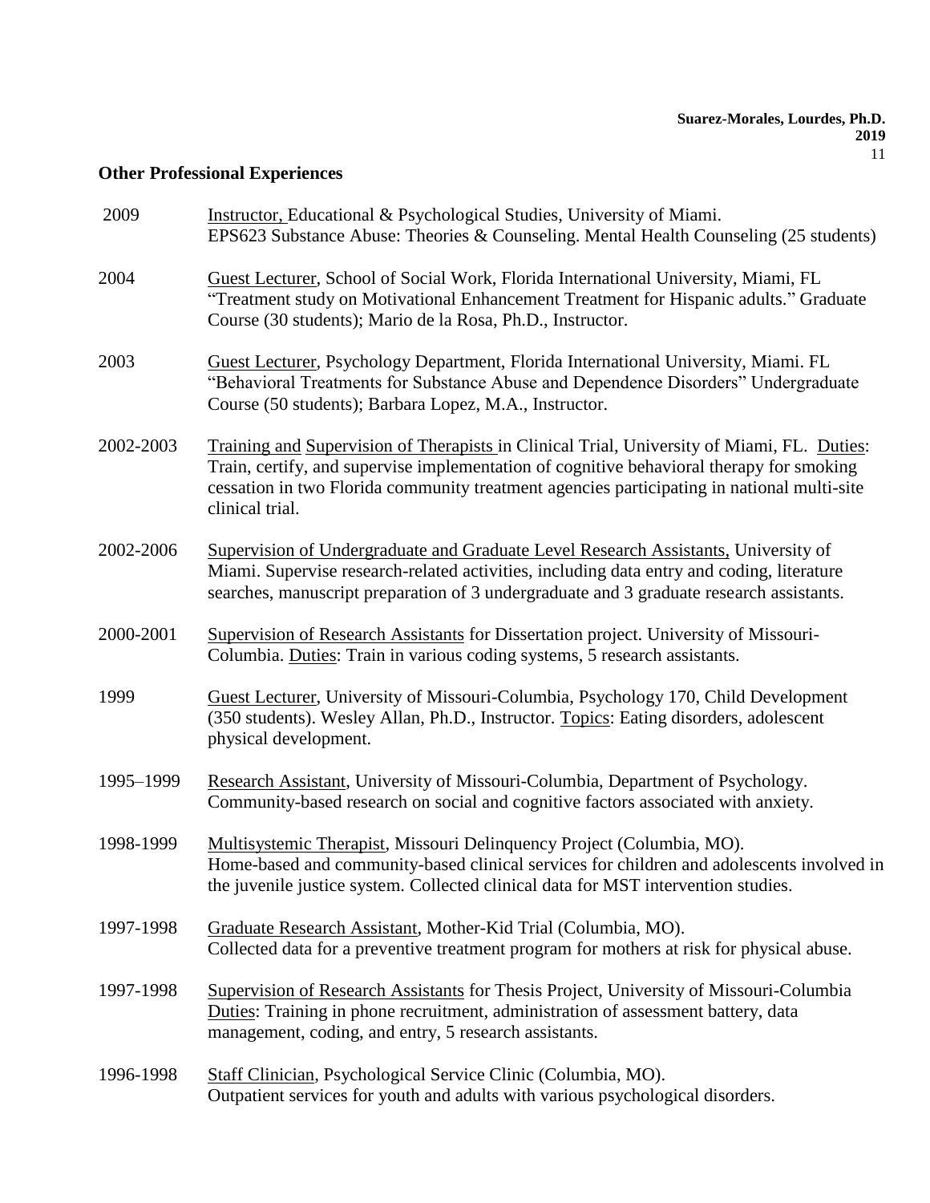## Other Professional Experiences

2009 Instructor, Educational & Psychological Studies, University of Miami.
EPS623 Substance Abuse: Theories & Counseling. Mental Health Counseling (25 students)

2004 Guest Lecturer, School of Social Work, Florida International University, Miami, FL
"Treatment study on Motivational Enhancement Treatment for Hispanic adults." Graduate Course (30 students); Mario de la Rosa, Ph.D., Instructor.

2003 Guest Lecturer, Psychology Department, Florida International University, Miami. FL
"Behavioral Treatments for Substance Abuse and Dependence Disorders" Undergraduate Course (50 students); Barbara Lopez, M.A., Instructor.

2002-2003 Training and Supervision of Therapists in Clinical Trial, University of Miami, FL. Duties: Train, certify, and supervise implementation of cognitive behavioral therapy for smoking cessation in two Florida community treatment agencies participating in national multi-site clinical trial.

2002-2006 Supervision of Undergraduate and Graduate Level Research Assistants, University of Miami. Supervise research-related activities, including data entry and coding, literature searches, manuscript preparation of 3 undergraduate and 3 graduate research assistants.

2000-2001 Supervision of Research Assistants for Dissertation project. University of Missouri-Columbia. Duties: Train in various coding systems, 5 research assistants.

1999 Guest Lecturer, University of Missouri-Columbia, Psychology 170, Child Development (350 students). Wesley Allan, Ph.D., Instructor. Topics: Eating disorders, adolescent physical development.

1995–1999 Research Assistant, University of Missouri-Columbia, Department of Psychology. Community-based research on social and cognitive factors associated with anxiety.

1998-1999 Multisystemic Therapist, Missouri Delinquency Project (Columbia, MO).
Home-based and community-based clinical services for children and adolescents involved in the juvenile justice system. Collected clinical data for MST intervention studies.

1997-1998 Graduate Research Assistant, Mother-Kid Trial (Columbia, MO).
Collected data for a preventive treatment program for mothers at risk for physical abuse.

1997-1998 Supervision of Research Assistants for Thesis Project, University of Missouri-Columbia
Duties: Training in phone recruitment, administration of assessment battery, data management, coding, and entry, 5 research assistants.

1996-1998 Staff Clinician, Psychological Service Clinic (Columbia, MO).
Outpatient services for youth and adults with various psychological disorders.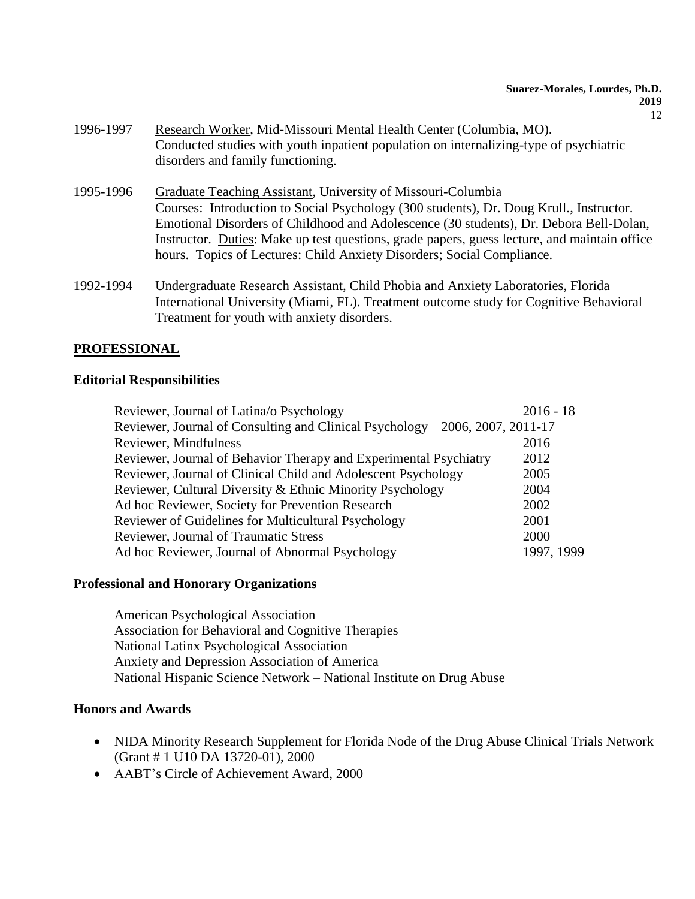1996-1997 Research Worker, Mid-Missouri Mental Health Center (Columbia, MO). Conducted studies with youth inpatient population on internalizing-type of psychiatric disorders and family functioning.

1995-1996 Graduate Teaching Assistant, University of Missouri-Columbia
Courses: Introduction to Social Psychology (300 students), Dr. Doug Krull., Instructor. Emotional Disorders of Childhood and Adolescence (30 students), Dr. Debora Bell-Dolan, Instructor. Duties: Make up test questions, grade papers, guess lecture, and maintain office hours. Topics of Lectures: Child Anxiety Disorders; Social Compliance.

1992-1994 Undergraduate Research Assistant, Child Phobia and Anxiety Laboratories, Florida International University (Miami, FL). Treatment outcome study for Cognitive Behavioral Treatment for youth with anxiety disorders.

## PROFESSIONAL

### Editorial Responsibilities

| | |
|---|---|
| Reviewer, Journal of Latina/o Psychology | 2016 - 18 |
| Reviewer, Journal of Consulting and Clinical Psychology | 2006, 2007, 2011-17 |
| Reviewer, Mindfulness | 2016 |
| Reviewer, Journal of Behavior Therapy and Experimental Psychiatry | 2012 |
| Reviewer, Journal of Clinical Child and Adolescent Psychology | 2005 |
| Reviewer, Cultural Diversity & Ethnic Minority Psychology | 2004 |
| Ad hoc Reviewer, Society for Prevention Research | 2002 |
| Reviewer of Guidelines for Multicultural Psychology | 2001 |
| Reviewer, Journal of Traumatic Stress | 2000 |
| Ad hoc Reviewer, Journal of Abnormal Psychology | 1997, 1999 |

### Professional and Honorary Organizations

American Psychological Association
Association for Behavioral and Cognitive Therapies
National Latinx Psychological Association
Anxiety and Depression Association of America
National Hispanic Science Network – National Institute on Drug Abuse

### Honors and Awards

- NIDA Minority Research Supplement for Florida Node of the Drug Abuse Clinical Trials Network (Grant # 1 U10 DA 13720-01), 2000
- AABT's Circle of Achievement Award, 2000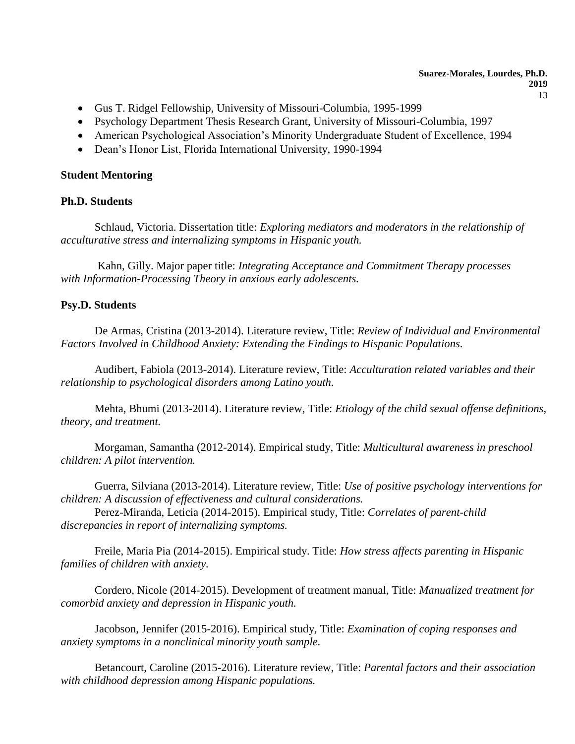- Gus T. Ridgel Fellowship, University of Missouri-Columbia, 1995-1999
- Psychology Department Thesis Research Grant, University of Missouri-Columbia, 1997
- American Psychological Association's Minority Undergraduate Student of Excellence, 1994
- Dean's Honor List, Florida International University, 1990-1994

**Student Mentoring**

**Ph.D. Students**

Schlaud, Victoria. Dissertation title: *Exploring mediators and moderators in the relationship of acculturative stress and internalizing symptoms in Hispanic youth.*

Kahn, Gilly. Major paper title: *Integrating Acceptance and Commitment Therapy processes with Information-Processing Theory in anxious early adolescents.*

**Psy.D. Students**

De Armas, Cristina (2013-2014). Literature review, Title: *Review of Individual and Environmental Factors Involved in Childhood Anxiety: Extending the Findings to Hispanic Populations*.

Audibert, Fabiola (2013-2014). Literature review, Title: *Acculturation related variables and their relationship to psychological disorders among Latino youth*.

Mehta, Bhumi (2013-2014). Literature review, Title: *Etiology of the child sexual offense definitions, theory, and treatment.*

Morgaman, Samantha (2012-2014). Empirical study, Title: *Multicultural awareness in preschool children: A pilot intervention.*

Guerra, Silviana (2013-2014). Literature review, Title: *Use of positive psychology interventions for children: A discussion of effectiveness and cultural considerations.*

Perez-Miranda, Leticia (2014-2015). Empirical study, Title: *Correlates of parent-child discrepancies in report of internalizing symptoms.*

Freile, Maria Pia (2014-2015). Empirical study. Title: *How stress affects parenting in Hispanic families of children with anxiety*.

Cordero, Nicole (2014-2015). Development of treatment manual, Title: *Manualized treatment for comorbid anxiety and depression in Hispanic youth.*

Jacobson, Jennifer (2015-2016). Empirical study, Title: *Examination of coping responses and anxiety symptoms in a nonclinical minority youth sample*.

Betancourt, Caroline (2015-2016). Literature review, Title: *Parental factors and their association with childhood depression among Hispanic populations.*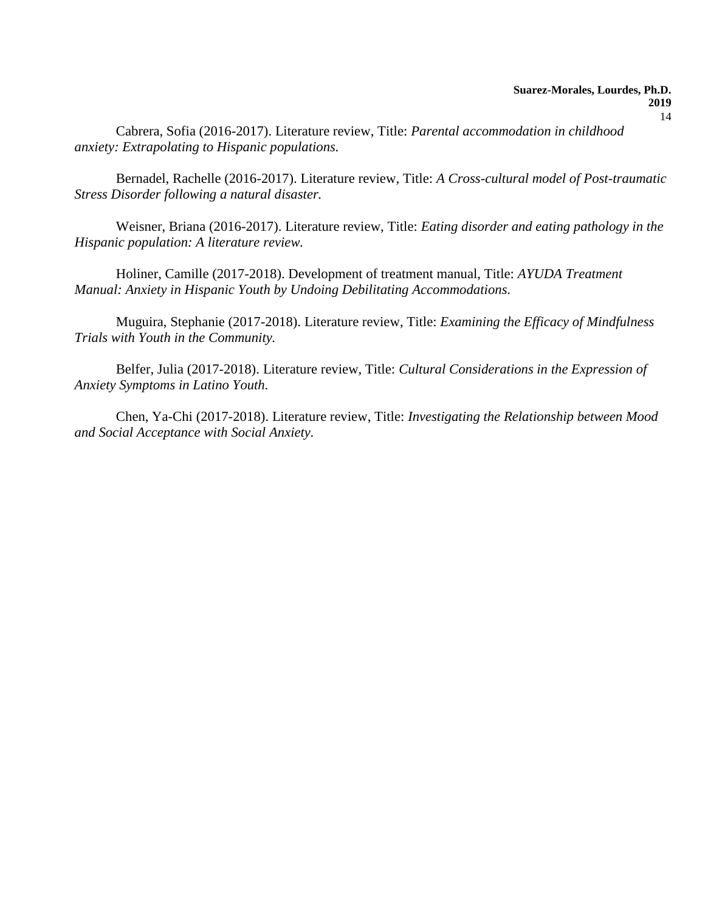Cabrera, Sofia (2016-2017). Literature review, Title: *Parental accommodation in childhood anxiety: Extrapolating to Hispanic populations.*

Bernadel, Rachelle (2016-2017). Literature review, Title: *A Cross-cultural model of Post-traumatic Stress Disorder following a natural disaster.*

Weisner, Briana (2016-2017). Literature review, Title: *Eating disorder and eating pathology in the Hispanic population: A literature review.*

Holiner, Camille (2017-2018). Development of treatment manual, Title: *AYUDA Treatment Manual: Anxiety in Hispanic Youth by Undoing Debilitating Accommodations.*

Muguira, Stephanie (2017-2018). Literature review, Title: *Examining the Efficacy of Mindfulness Trials with Youth in the Community.*

Belfer, Julia (2017-2018). Literature review, Title: *Cultural Considerations in the Expression of Anxiety Symptoms in Latino Youth*.

Chen, Ya-Chi (2017-2018). Literature review, Title: *Investigating the Relationship between Mood and Social Acceptance with Social Anxiety*.